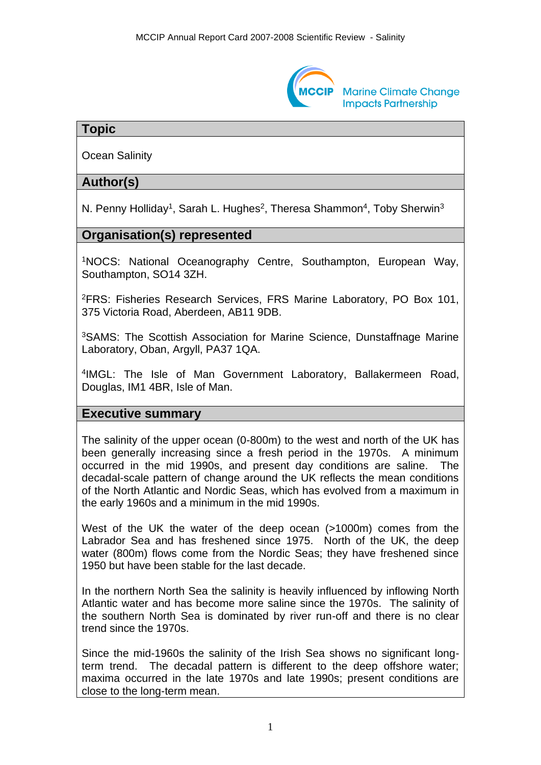## Topic

Ocean Salinity

## Author(s)

N. Penny Holliday[1], Sarah L. Hughes[2], Theresa Shammon[4], Toby Sherwin[3]

## Organisation(s) represented

[1]NOCS: National Oceanography Centre, Southampton, European Way, Southampton, SO14 3ZH.

[2]FRS: Fisheries Research Services, FRS Marine Laboratory, PO Box 101, 375 Victoria Road, Aberdeen, AB11 9DB.

[3]SAMS: The Scottish Association for Marine Science, Dunstaffnage Marine Laboratory, Oban, Argyll, PA37 1QA.

[4]IMGL: The Isle of Man Government Laboratory, Ballakermeen Road, Douglas, IM1 4BR, Isle of Man.

## Executive summary

The salinity of the upper ocean (0-800m) to the west and north of the UK has been generally increasing since a fresh period in the 1970s. A minimum occurred in the mid 1990s, and present day conditions are saline. The decadal-scale pattern of change around the UK reflects the mean conditions of the North Atlantic and Nordic Seas, which has evolved from a maximum in the early 1960s and a minimum in the mid 1990s.

West of the UK the water of the deep ocean (>1000m) comes from the Labrador Sea and has freshened since 1975. North of the UK, the deep water (800m) flows come from the Nordic Seas; they have freshened since 1950 but have been stable for the last decade.

In the northern North Sea the salinity is heavily influenced by inflowing North Atlantic water and has become more saline since the 1970s. The salinity of the southern North Sea is dominated by river run-off and there is no clear trend since the 1970s.

Since the mid-1960s the salinity of the Irish Sea shows no significant long-term trend. The decadal pattern is different to the deep offshore water; maxima occurred in the late 1970s and late 1990s; present conditions are close to the long-term mean.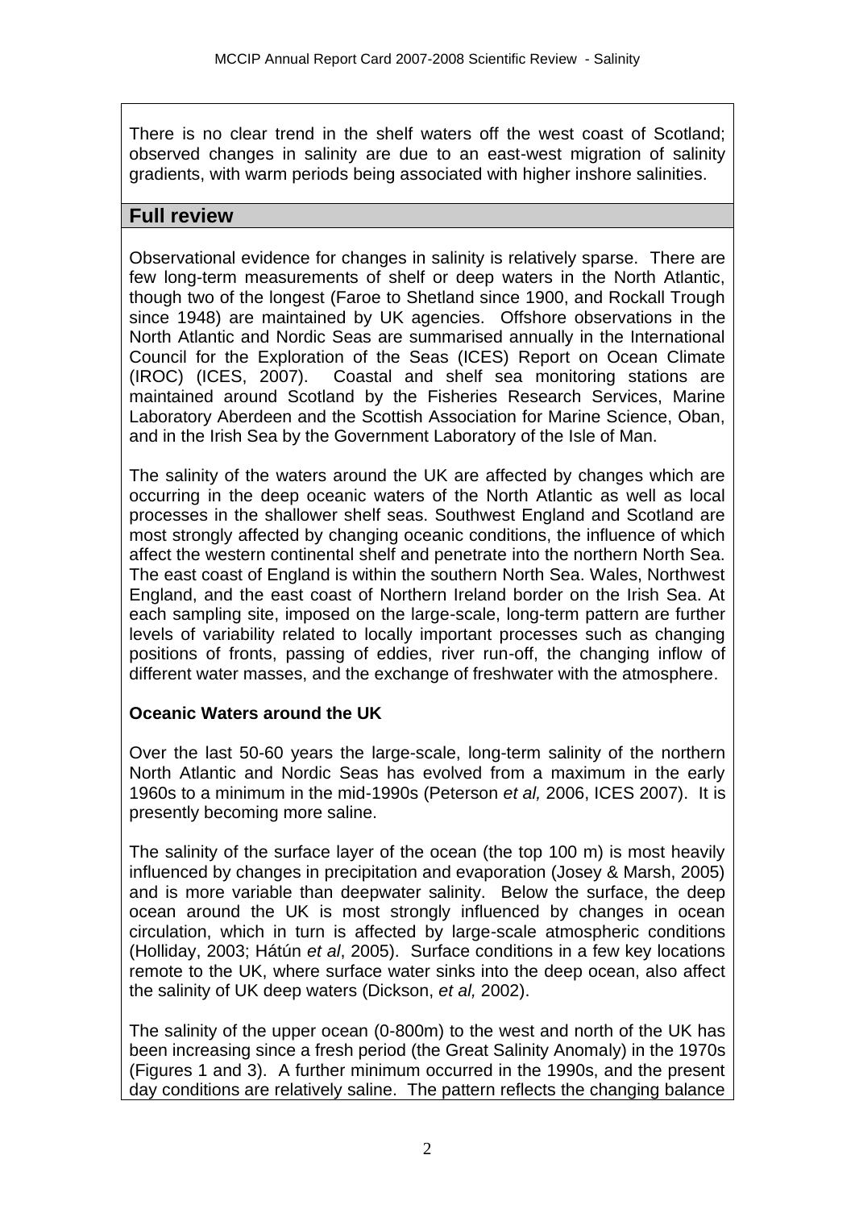There is no clear trend in the shelf waters off the west coast of Scotland; observed changes in salinity are due to an east-west migration of salinity gradients, with warm periods being associated with higher inshore salinities.

## Full review

Observational evidence for changes in salinity is relatively sparse. There are few long-term measurements of shelf or deep waters in the North Atlantic, though two of the longest (Faroe to Shetland since 1900, and Rockall Trough since 1948) are maintained by UK agencies. Offshore observations in the North Atlantic and Nordic Seas are summarised annually in the International Council for the Exploration of the Seas (ICES) Report on Ocean Climate (IROC) (ICES, 2007). Coastal and shelf sea monitoring stations are maintained around Scotland by the Fisheries Research Services, Marine Laboratory Aberdeen and the Scottish Association for Marine Science, Oban, and in the Irish Sea by the Government Laboratory of the Isle of Man.

The salinity of the waters around the UK are affected by changes which are occurring in the deep oceanic waters of the North Atlantic as well as local processes in the shallower shelf seas. Southwest England and Scotland are most strongly affected by changing oceanic conditions, the influence of which affect the western continental shelf and penetrate into the northern North Sea. The east coast of England is within the southern North Sea. Wales, Northwest England, and the east coast of Northern Ireland border on the Irish Sea. At each sampling site, imposed on the large-scale, long-term pattern are further levels of variability related to locally important processes such as changing positions of fronts, passing of eddies, river run-off, the changing inflow of different water masses, and the exchange of freshwater with the atmosphere.

### Oceanic Waters around the UK

Over the last 50-60 years the large-scale, long-term salinity of the northern North Atlantic and Nordic Seas has evolved from a maximum in the early 1960s to a minimum in the mid-1990s (Peterson *et al,* 2006, ICES 2007). It is presently becoming more saline.

The salinity of the surface layer of the ocean (the top 100 m) is most heavily influenced by changes in precipitation and evaporation (Josey & Marsh, 2005) and is more variable than deepwater salinity. Below the surface, the deep ocean around the UK is most strongly influenced by changes in ocean circulation, which in turn is affected by large-scale atmospheric conditions (Holliday, 2003; Hátún *et al*, 2005). Surface conditions in a few key locations remote to the UK, where surface water sinks into the deep ocean, also affect the salinity of UK deep waters (Dickson, *et al,* 2002).

The salinity of the upper ocean (0-800m) to the west and north of the UK has been increasing since a fresh period (the Great Salinity Anomaly) in the 1970s (Figures 1 and 3). A further minimum occurred in the 1990s, and the present day conditions are relatively saline. The pattern reflects the changing balance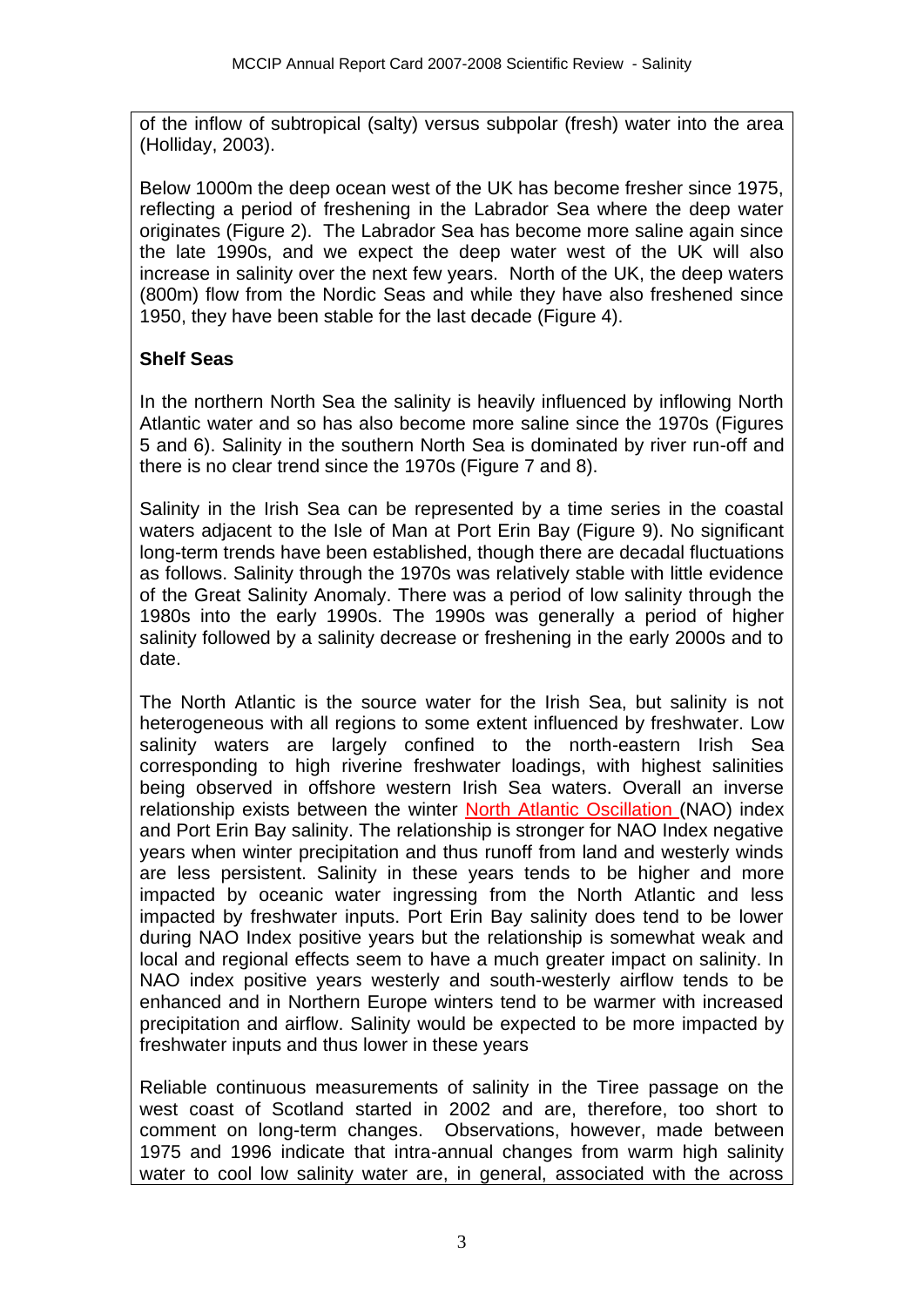of the inflow of subtropical (salty) versus subpolar (fresh) water into the area (Holliday, 2003).

Below 1000m the deep ocean west of the UK has become fresher since 1975, reflecting a period of freshening in the Labrador Sea where the deep water originates (Figure 2). The Labrador Sea has become more saline again since the late 1990s, and we expect the deep water west of the UK will also increase in salinity over the next few years. North of the UK, the deep waters (800m) flow from the Nordic Seas and while they have also freshened since 1950, they have been stable for the last decade (Figure 4).

**Shelf Seas**

In the northern North Sea the salinity is heavily influenced by inflowing North Atlantic water and so has also become more saline since the 1970s (Figures 5 and 6). Salinity in the southern North Sea is dominated by river run-off and there is no clear trend since the 1970s (Figure 7 and 8).

Salinity in the Irish Sea can be represented by a time series in the coastal waters adjacent to the Isle of Man at Port Erin Bay (Figure 9). No significant long-term trends have been established, though there are decadal fluctuations as follows. Salinity through the 1970s was relatively stable with little evidence of the Great Salinity Anomaly. There was a period of low salinity through the 1980s into the early 1990s. The 1990s was generally a period of higher salinity followed by a salinity decrease or freshening in the early 2000s and to date.

The North Atlantic is the source water for the Irish Sea, but salinity is not heterogeneous with all regions to some extent influenced by freshwater. Low salinity waters are largely confined to the north-eastern Irish Sea corresponding to high riverine freshwater loadings, with highest salinities being observed in offshore western Irish Sea waters. Overall an inverse relationship exists between the winter North Atlantic Oscillation (NAO) index and Port Erin Bay salinity. The relationship is stronger for NAO Index negative years when winter precipitation and thus runoff from land and westerly winds are less persistent. Salinity in these years tends to be higher and more impacted by oceanic water ingressing from the North Atlantic and less impacted by freshwater inputs. Port Erin Bay salinity does tend to be lower during NAO Index positive years but the relationship is somewhat weak and local and regional effects seem to have a much greater impact on salinity. In NAO index positive years westerly and south-westerly airflow tends to be enhanced and in Northern Europe winters tend to be warmer with increased precipitation and airflow. Salinity would be expected to be more impacted by freshwater inputs and thus lower in these years

Reliable continuous measurements of salinity in the Tiree passage on the west coast of Scotland started in 2002 and are, therefore, too short to comment on long-term changes. Observations, however, made between 1975 and 1996 indicate that intra-annual changes from warm high salinity water to cool low salinity water are, in general, associated with the across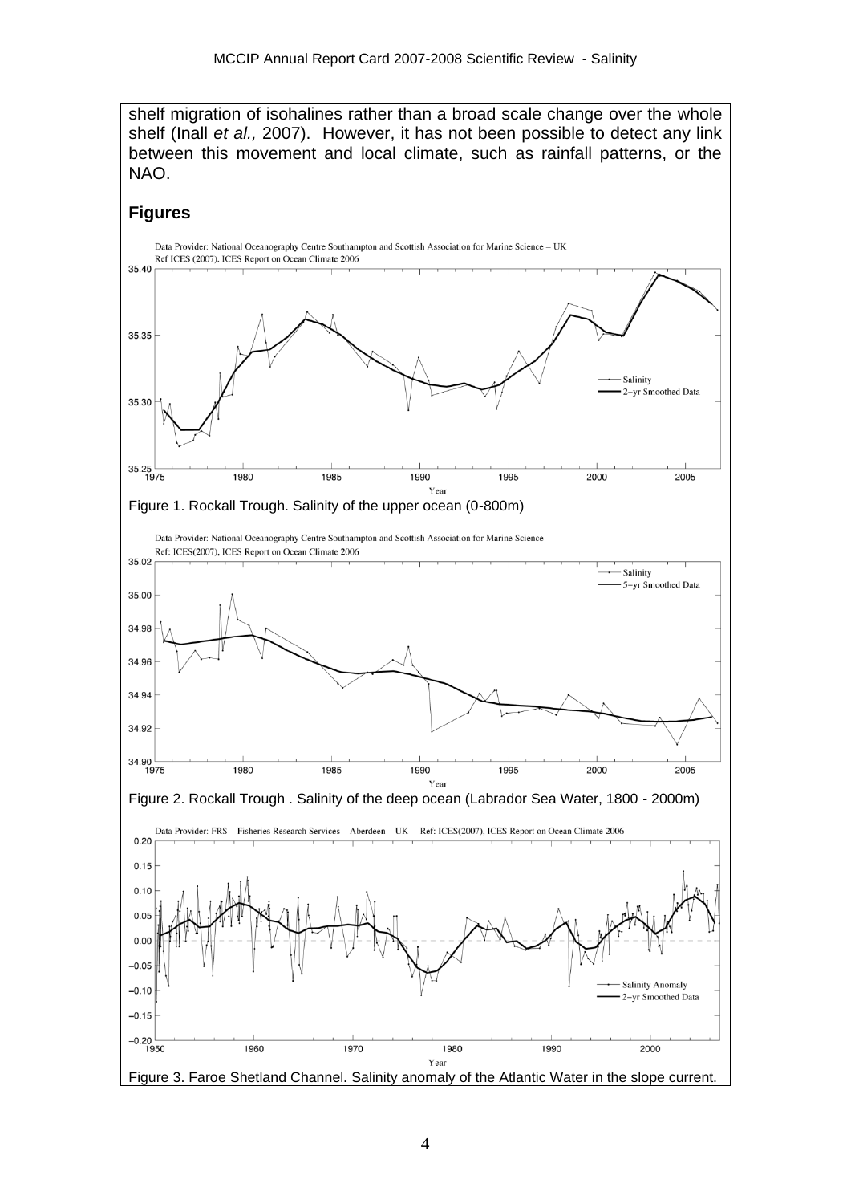shelf migration of isohalines rather than a broad scale change over the whole shelf (Inall *et al.,* 2007). However, it has not been possible to detect any link between this movement and local climate, such as rainfall patterns, or the NAO.

## Figures

Figure 1. Rockall Trough. Salinity of the upper ocean (0-800m)

Figure 2. Rockall Trough . Salinity of the deep ocean (Labrador Sea Water, 1800 - 2000m)

Figure 3. Faroe Shetland Channel. Salinity anomaly of the Atlantic Water in the slope current.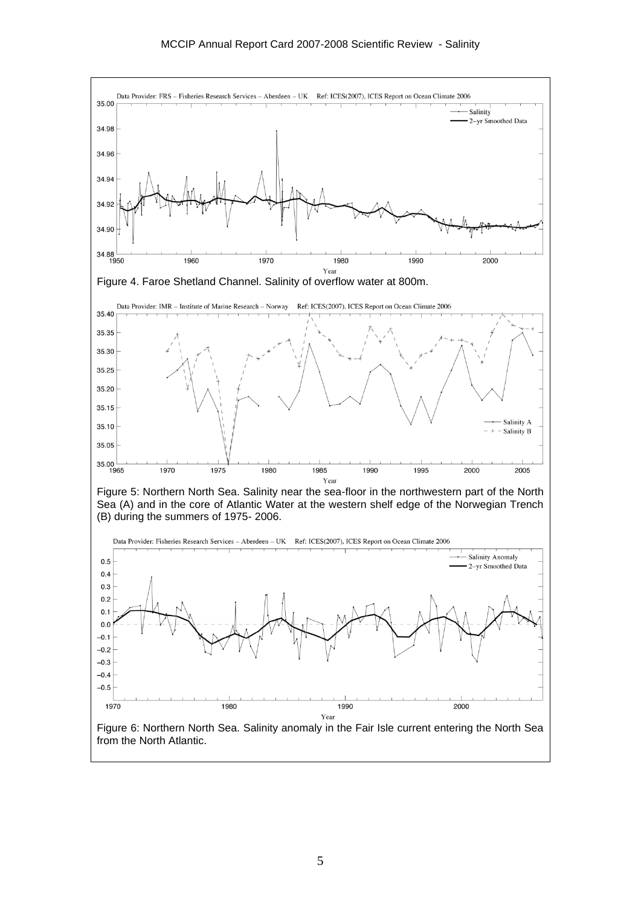Figure 4. Faroe Shetland Channel. Salinity of overflow water at 800m.

Figure 5: Northern North Sea. Salinity near the sea-floor in the northwestern part of the North Sea (A) and in the core of Atlantic Water at the western shelf edge of the Norwegian Trench (B) during the summers of 1975- 2006.

Figure 6: Northern North Sea. Salinity anomaly in the Fair Isle current entering the North Sea from the North Atlantic.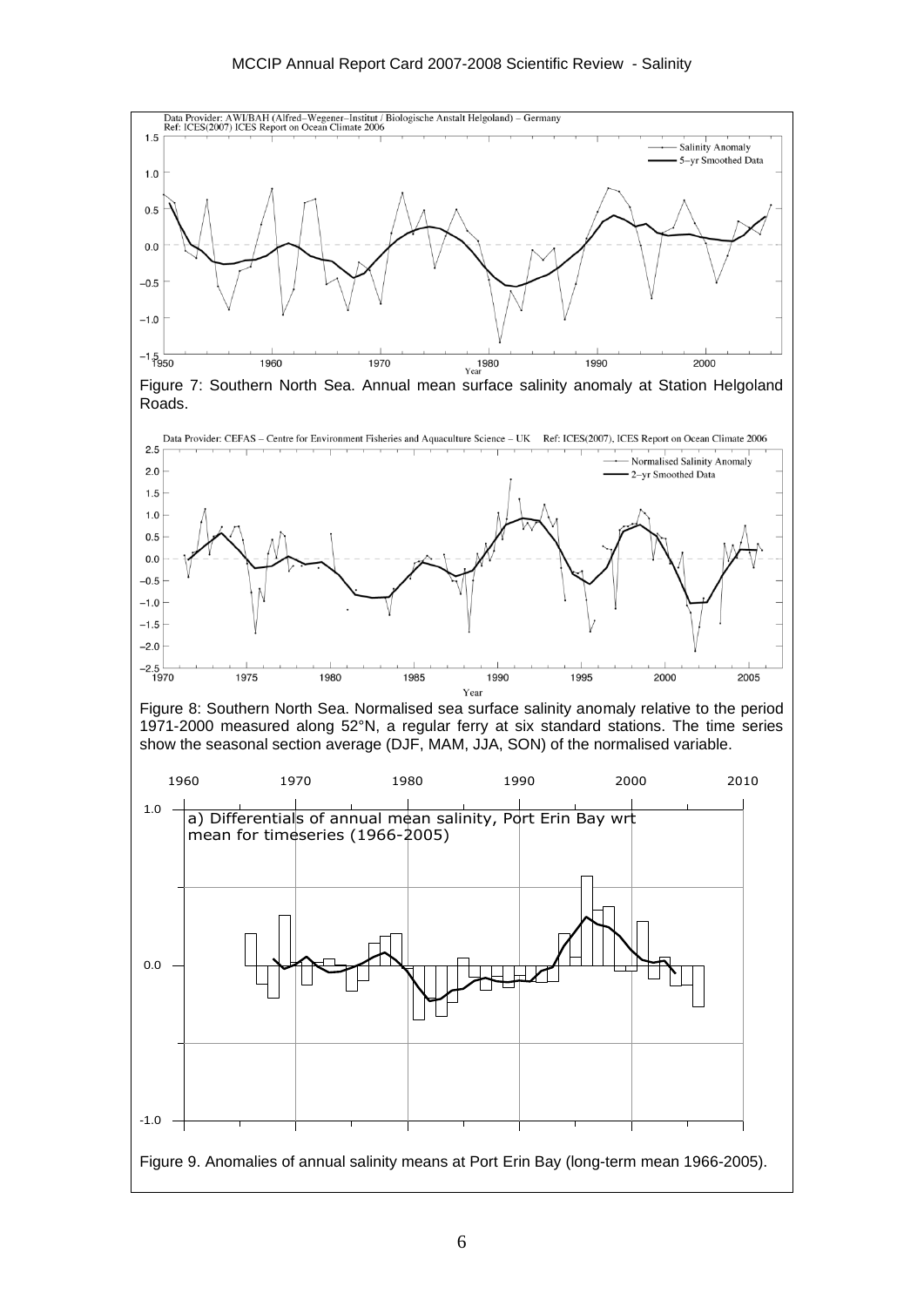Figure 7: Southern North Sea. Annual mean surface salinity anomaly at Station Helgoland Roads.

Figure 8: Southern North Sea. Normalised sea surface salinity anomaly relative to the period 1971-2000 measured along 52°N, a regular ferry at six standard stations. The time series show the seasonal section average (DJF, MAM, JJA, SON) of the normalised variable.

Figure 9. Anomalies of annual salinity means at Port Erin Bay (long-term mean 1966-2005).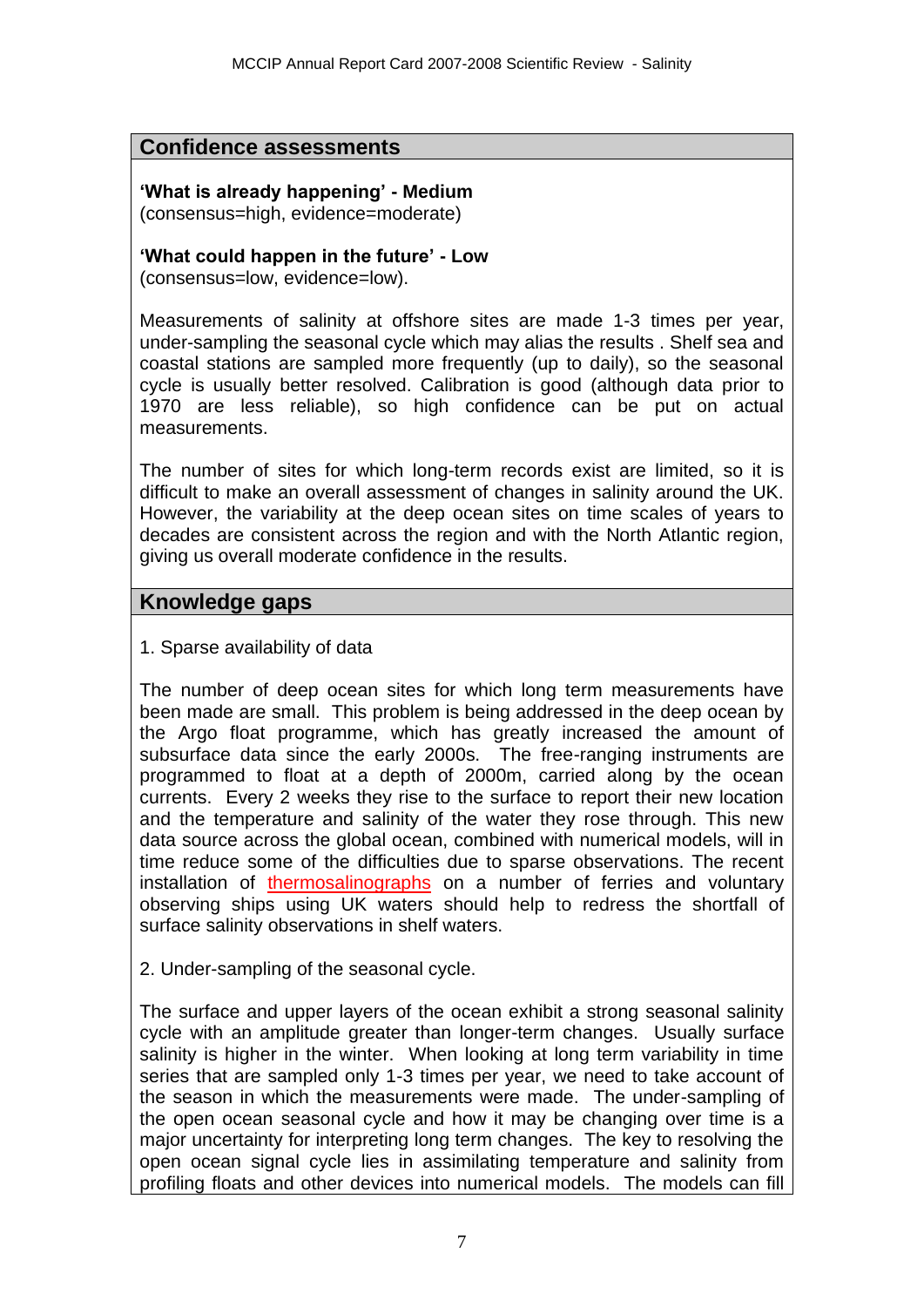## Confidence assessments

**'What is already happening' - Medium**
(consensus=high, evidence=moderate)

**'What could happen in the future' - Low**
(consensus=low, evidence=low).

Measurements of salinity at offshore sites are made 1-3 times per year, under-sampling the seasonal cycle which may alias the results . Shelf sea and coastal stations are sampled more frequently (up to daily), so the seasonal cycle is usually better resolved. Calibration is good (although data prior to 1970 are less reliable), so high confidence can be put on actual measurements.

The number of sites for which long-term records exist are limited, so it is difficult to make an overall assessment of changes in salinity around the UK. However, the variability at the deep ocean sites on time scales of years to decades are consistent across the region and with the North Atlantic region, giving us overall moderate confidence in the results.

## Knowledge gaps

1. Sparse availability of data

The number of deep ocean sites for which long term measurements have been made are small. This problem is being addressed in the deep ocean by the Argo float programme, which has greatly increased the amount of subsurface data since the early 2000s. The free-ranging instruments are programmed to float at a depth of 2000m, carried along by the ocean currents. Every 2 weeks they rise to the surface to report their new location and the temperature and salinity of the water they rose through. This new data source across the global ocean, combined with numerical models, will in time reduce some of the difficulties due to sparse observations. The recent installation of thermosalinographs on a number of ferries and voluntary observing ships using UK waters should help to redress the shortfall of surface salinity observations in shelf waters.

2. Under-sampling of the seasonal cycle.

The surface and upper layers of the ocean exhibit a strong seasonal salinity cycle with an amplitude greater than longer-term changes. Usually surface salinity is higher in the winter. When looking at long term variability in time series that are sampled only 1-3 times per year, we need to take account of the season in which the measurements were made. The under-sampling of the open ocean seasonal cycle and how it may be changing over time is a major uncertainty for interpreting long term changes. The key to resolving the open ocean signal cycle lies in assimilating temperature and salinity from profiling floats and other devices into numerical models. The models can fill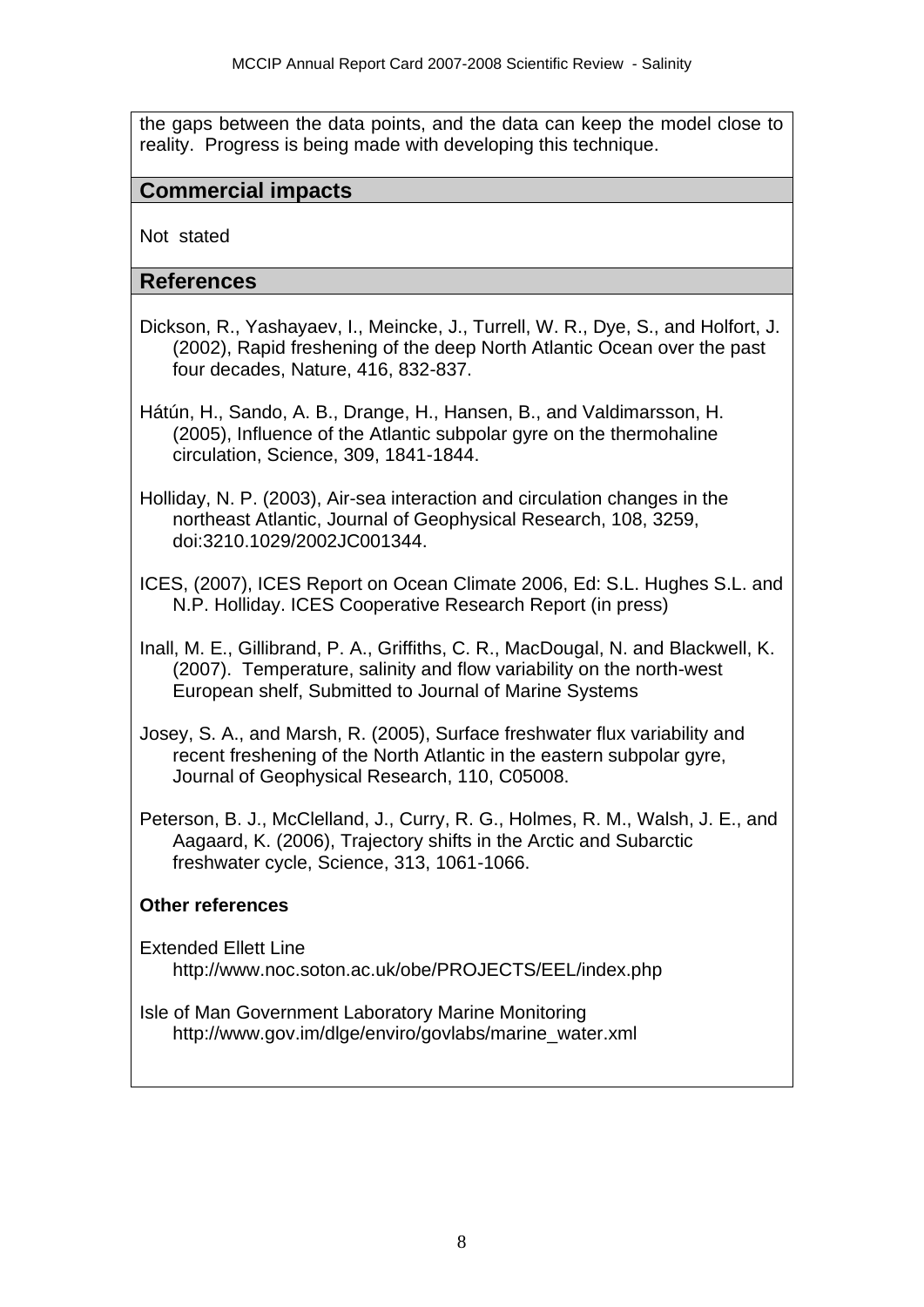the gaps between the data points, and the data can keep the model close to reality. Progress is being made with developing this technique.

## Commercial impacts

Not stated

## References

Dickson, R., Yashayaev, I., Meincke, J., Turrell, W. R., Dye, S., and Holfort, J. (2002), Rapid freshening of the deep North Atlantic Ocean over the past four decades, Nature, 416, 832-837.

Hátún, H., Sando, A. B., Drange, H., Hansen, B., and Valdimarsson, H. (2005), Influence of the Atlantic subpolar gyre on the thermohaline circulation, Science, 309, 1841-1844.

Holliday, N. P. (2003), Air-sea interaction and circulation changes in the northeast Atlantic, Journal of Geophysical Research, 108, 3259, doi:3210.1029/2002JC001344.

ICES, (2007), ICES Report on Ocean Climate 2006, Ed: S.L. Hughes S.L. and N.P. Holliday. ICES Cooperative Research Report (in press)

Inall, M. E., Gillibrand, P. A., Griffiths, C. R., MacDougal, N. and Blackwell, K. (2007). Temperature, salinity and flow variability on the north-west European shelf, Submitted to Journal of Marine Systems

Josey, S. A., and Marsh, R. (2005), Surface freshwater flux variability and recent freshening of the North Atlantic in the eastern subpolar gyre, Journal of Geophysical Research, 110, C05008.

Peterson, B. J., McClelland, J., Curry, R. G., Holmes, R. M., Walsh, J. E., and Aagaard, K. (2006), Trajectory shifts in the Arctic and Subarctic freshwater cycle, Science, 313, 1061-1066.

**Other references**

Extended Ellett Line
http://www.noc.soton.ac.uk/obe/PROJECTS/EEL/index.php

Isle of Man Government Laboratory Marine Monitoring
http://www.gov.im/dlge/enviro/govlabs/marine_water.xml